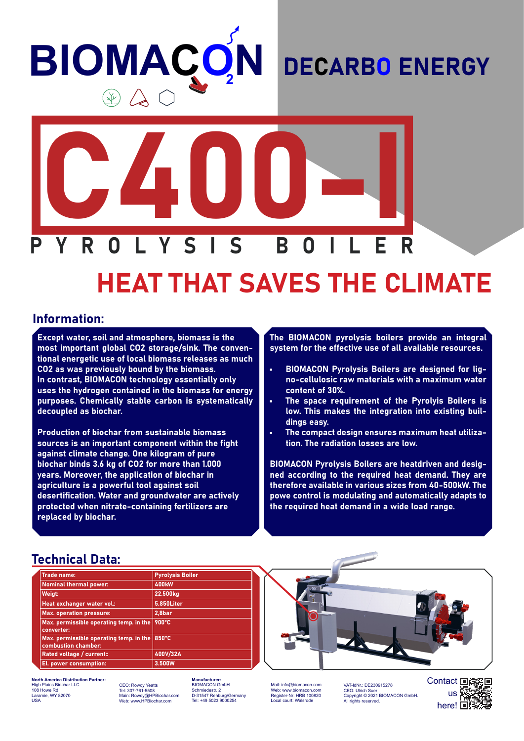# BIOMACON

## DECARBO ENERGY

# C400-I

## PYROLYSIS BOILER

# HEAT THAT SAVES THE CLIMATE

## Information:

**Except water, soil and atmosphere, biomass is the most important global CO2 storage/sink. The conventional energetic use of local biomass releases as much CO2 as was previously bound by the biomass. In contrast, BIOMACON technology essentially only uses the hydrogen contained in the biomass for energy purposes. Chemically stable carbon is systematically decoupled as biochar.**

**Production of biochar from sustainable biomass sources is an important component within the fight against climate change. One kilogram of pure biochar binds 3.6 kg of CO2 for more than 1.000 years. Moreover, the application of biochar in agriculture is a powerful tool against soil desertification. Water and groundwater are actively protected when nitrate-containing fertilizers are replaced by biochar.**

**The BIOMACON pyrolysis boilers provide an integral system for the effective use of all available resources.**

- **BIOMACON Pyrolysis Boilers are designed for ligno-cellulosic raw materials with a maximum water content of 30%.**
- **The space requirement of the Pyrolyis Boilers is low. This makes the integration into existing buildings easy.**
- **The compact design ensures maximum heat utilization. The radiation losses are low.**

**BIOMACON Pyrolysis Boilers are heatdriven and designed according to the required heat demand. They are therefore available in various sizes from 40-500kW. The powe control is modulating and automatically adapts to the required heat demand in a wide load range.**

## Technical Data:

| Trade name: | Pyrolysis Boiler |
|---|---|
| Nominal thermal power: | 400kW |
| Weigt: | 22.500kg |
| Heat exchanger water vol.: | 5.850Liter |
| Max. operation pressure: | 2,8bar |
| Max. permissible operating temp. in the converter: | 900°C |
| Max. permissible operating temp. in the combustion chamber: | 850°C |
| Rated voltage / current:: | 400V/32A |
| El. power consumption: | 3.500W |

**North America Distribution Partner:**
High Plains Biochar LLC
108 Howe Rd
Laramie, WY 82070
USA

CEO: Rowdy Yeatts
Tel: 307-761-5508
Main: Rowdy@HPBiochar.com
Web: www.HPBiochar.com

**Manufacturer:**
BIOMACON GmbH
Schmiedestr. 2
D-31547 Rehburg/Germany
Tel: +49 5023 9000254

Mail: info@biomacon.com
Web: www.biomacon.com
Register-Nr: HRB 100820
Local court: Walsrode

VAT-IdNr.: DE230915278
CEO: Ulrich Suer
Copyright © 2021 BIOMACON GmbH.
All rights reserved.

Contact us here!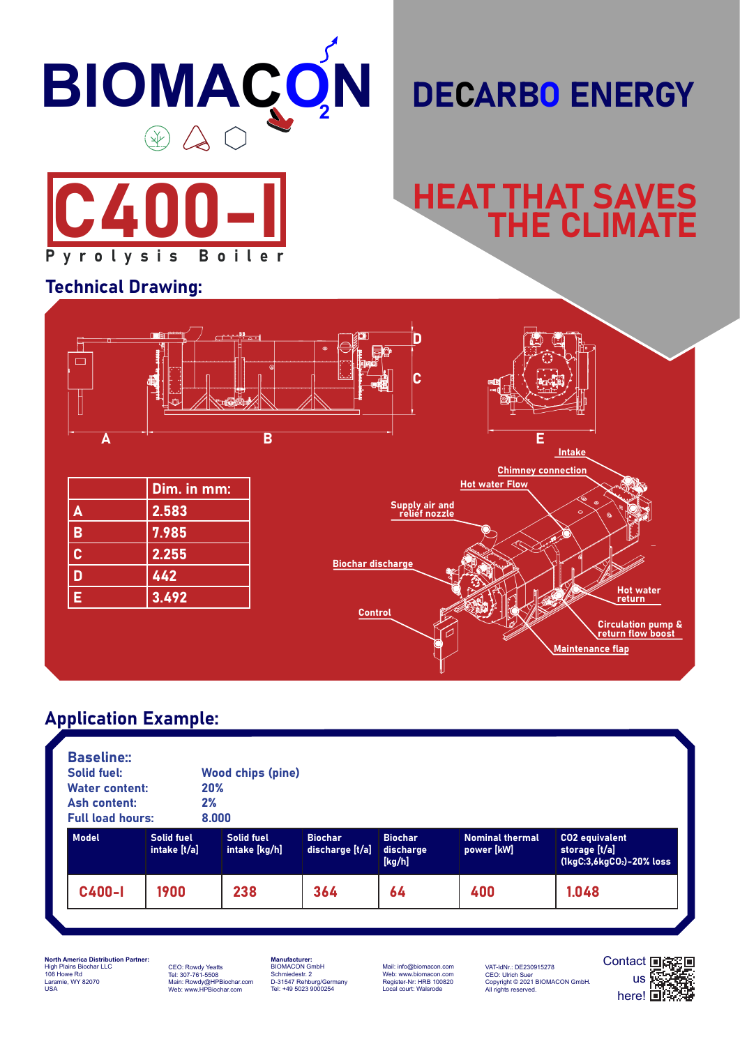# BIOMACON

# DECARBO ENERGY

# C400-I

Pyrolysis Boiler

# HEAT THAT SAVES THE CLIMATE

## Technical Drawing:

A

B

C

D

E

Intake

Chimney connection

Hot water Flow

Supply air and relief nozzle

Biochar discharge

Control

Hot water return

Circulation pump & return flow boost

Maintenance flap

| | Dim. in mm: |
|---|---|
| A | 2.583 |
| B | 7.985 |
| C | 2.255 |
| D | 442 |
| E | 3.492 |

## Application Example:

**Baseline::**

**Solid fuel:** Wood chips (pine)
**Water content:** 20%
**Ash content:** 2%
**Full load hours:** 8.000

| Model | Solid fuel intake [t/a] | Solid fuel intake [kg/h] | Biochar discharge [t/a] | Biochar discharge [kg/h] | Nominal thermal power [kW] | CO2 equivalent storage [t/a] (1kgC:3,6kg$CO_2$)-20% loss |
|---|---|---|---|---|---|---|
| C400-I | 1900 | 238 | 364 | 64 | 400 | 1.048 |

**North America Distribution Partner:**
High Plains Biochar LLC
108 Howe Rd
Laramie, WY 82070
USA

CEO: Rowdy Yeatts
Tel: 307-761-5508
Main: Rowdy@HPBiochar.com
Web: www.HPBiochar.com

**Manufacturer:**
BIOMACON GmbH
Schmiedestr. 2
D-31547 Rehburg/Germany
Tel: +49 5023 9000254

Mail: info@biomacon.com
Web: www.biomacon.com
Register-Nr: HRB 100820
Local court: Walsrode

VAT-IdNr.: DE230915278
CEO: Ulrich Suer
Copyright © 2021 BIOMACON GmbH.
All rights reserved.

Contact us here!